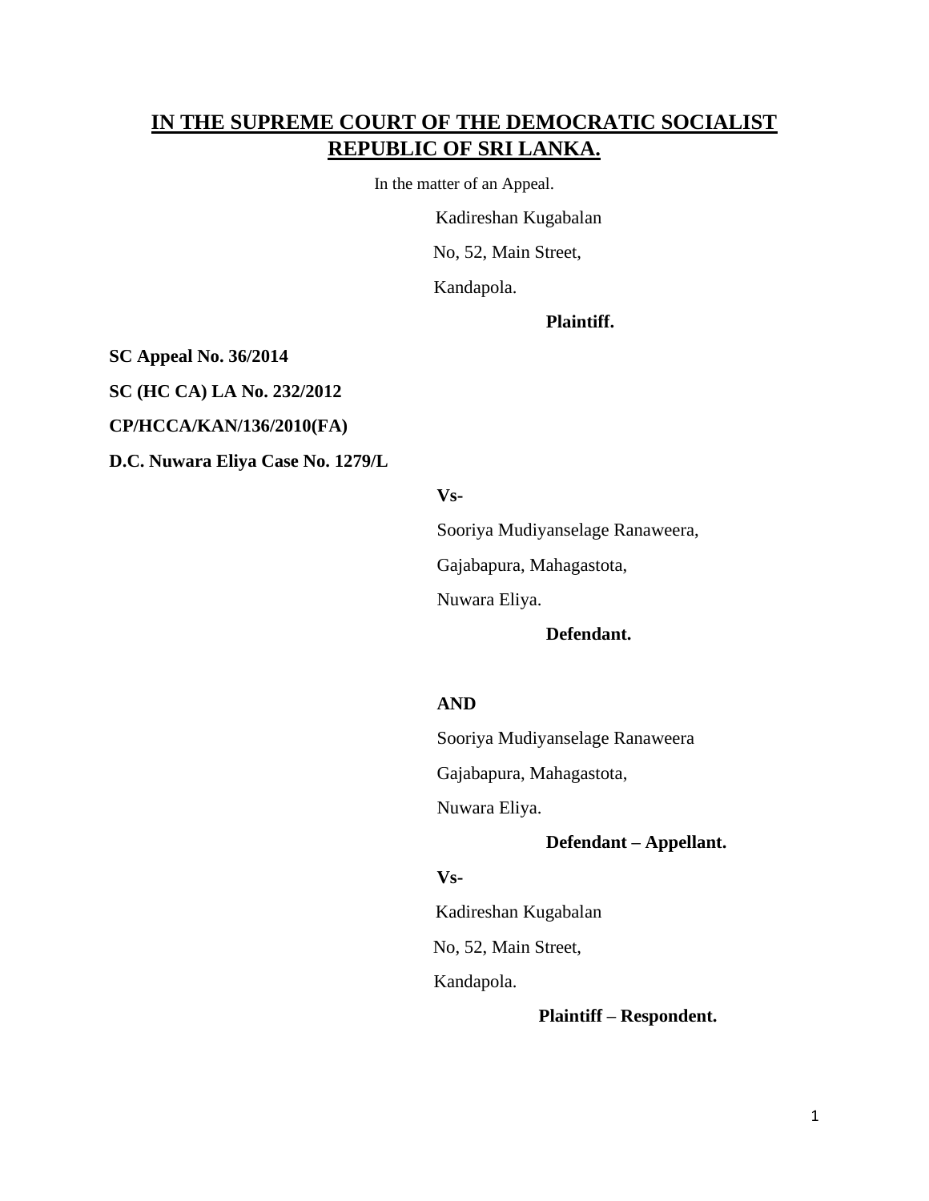# IN THE SUPREME COURT OF THE DEMOCRATIC SOCIALIST REPUBLIC OF SRI LANKA.

In the matter of an Appeal.

Kadireshan Kugabalan

No, 52, Main Street,

Kandapola.

**Plaintiff.**

**SC Appeal No. 36/2014**

**SC (HC CA) LA No. 232/2012**

**CP/HCCA/KAN/136/2010(FA)**

**D.C. Nuwara Eliya Case No. 1279/L**

**Vs-**

Sooriya Mudiyanselage Ranaweera,

Gajabapura, Mahagastota,

Nuwara Eliya.

**Defendant.**

**AND**

Sooriya Mudiyanselage Ranaweera

Gajabapura, Mahagastota,

Nuwara Eliya.

**Defendant – Appellant.**

**Vs-**

Kadireshan Kugabalan

No, 52, Main Street,

Kandapola.

**Plaintiff – Respondent.**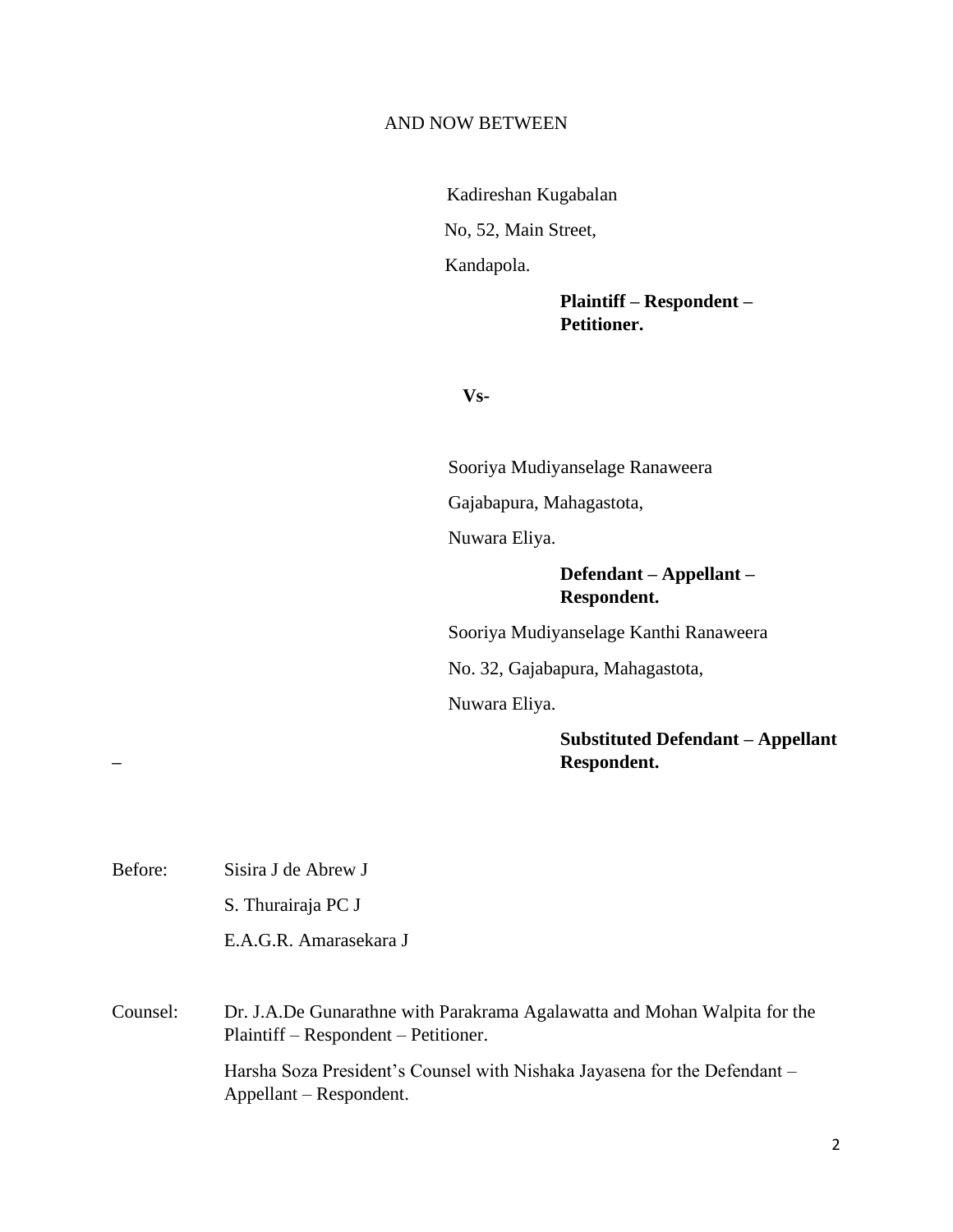AND NOW BETWEEN

Kadireshan Kugabalan

No, 52, Main Street,

Kandapola.

**Plaintiff – Respondent – Petitioner.**

**Vs-**

Sooriya Mudiyanselage Ranaweera

Gajabapura, Mahagastota,

Nuwara Eliya.

**Defendant – Appellant – Respondent.**

Sooriya Mudiyanselage Kanthi Ranaweera

No. 32, Gajabapura, Mahagastota,

Nuwara Eliya.

**Substituted Defendant – Appellant – Respondent.**

Before: Sisira J de Abrew J

S. Thurairaja PC J

E.A.G.R. Amarasekara J

Counsel: Dr. J.A.De Gunarathne with Parakrama Agalawatta and Mohan Walpita for the Plaintiff – Respondent – Petitioner.

Harsha Soza President's Counsel with Nishaka Jayasena for the Defendant – Appellant – Respondent.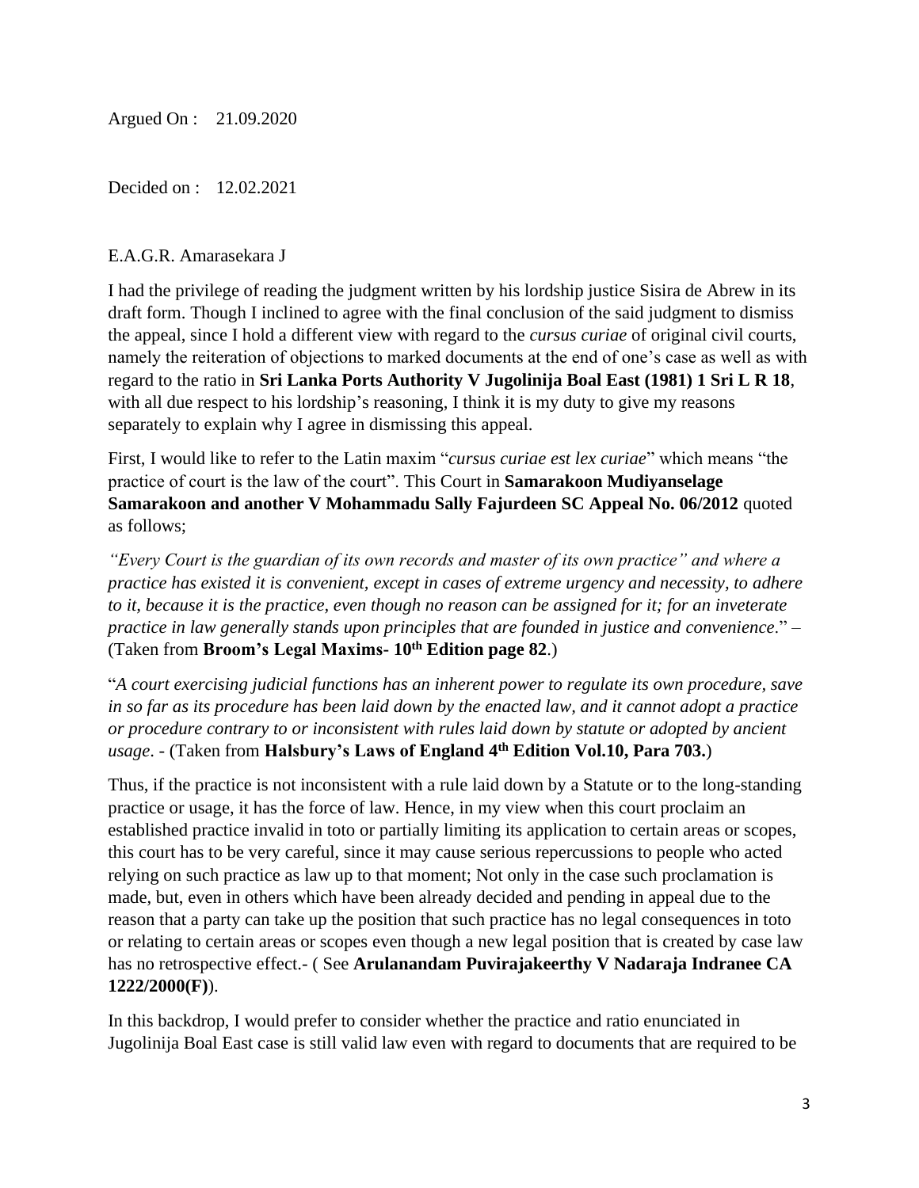Argued On : 21.09.2020

Decided on : 12.02.2021

E.A.G.R. Amarasekara J

I had the privilege of reading the judgment written by his lordship justice Sisira de Abrew in its draft form. Though I inclined to agree with the final conclusion of the said judgment to dismiss the appeal, since I hold a different view with regard to the *cursus curiae* of original civil courts, namely the reiteration of objections to marked documents at the end of one's case as well as with regard to the ratio in **Sri Lanka Ports Authority V Jugolinija Boal East (1981) 1 Sri L R 18**, with all due respect to his lordship's reasoning, I think it is my duty to give my reasons separately to explain why I agree in dismissing this appeal.

First, I would like to refer to the Latin maxim "*cursus curiae est lex curiae*" which means "the practice of court is the law of the court". This Court in **Samarakoon Mudiyanselage Samarakoon and another V Mohammadu Sally Fajurdeen SC Appeal No. 06/2012** quoted as follows;

*"Every Court is the guardian of its own records and master of its own practice" and where a practice has existed it is convenient, except in cases of extreme urgency and necessity, to adhere to it, because it is the practice, even though no reason can be assigned for it; for an inveterate practice in law generally stands upon principles that are founded in justice and convenience*." – (Taken from **Broom's Legal Maxims- 10th Edition page 82**.)

"*A court exercising judicial functions has an inherent power to regulate its own procedure, save in so far as its procedure has been laid down by the enacted law, and it cannot adopt a practice or procedure contrary to or inconsistent with rules laid down by statute or adopted by ancient usage*. - (Taken from **Halsbury's Laws of England 4th Edition Vol.10, Para 703.**)

Thus, if the practice is not inconsistent with a rule laid down by a Statute or to the long-standing practice or usage, it has the force of law. Hence, in my view when this court proclaim an established practice invalid in toto or partially limiting its application to certain areas or scopes, this court has to be very careful, since it may cause serious repercussions to people who acted relying on such practice as law up to that moment; Not only in the case such proclamation is made, but, even in others which have been already decided and pending in appeal due to the reason that a party can take up the position that such practice has no legal consequences in toto or relating to certain areas or scopes even though a new legal position that is created by case law has no retrospective effect.- ( See **Arulanandam Puvirajakeerthy V Nadaraja Indranee CA 1222/2000(F)**).

In this backdrop, I would prefer to consider whether the practice and ratio enunciated in Jugolinija Boal East case is still valid law even with regard to documents that are required to be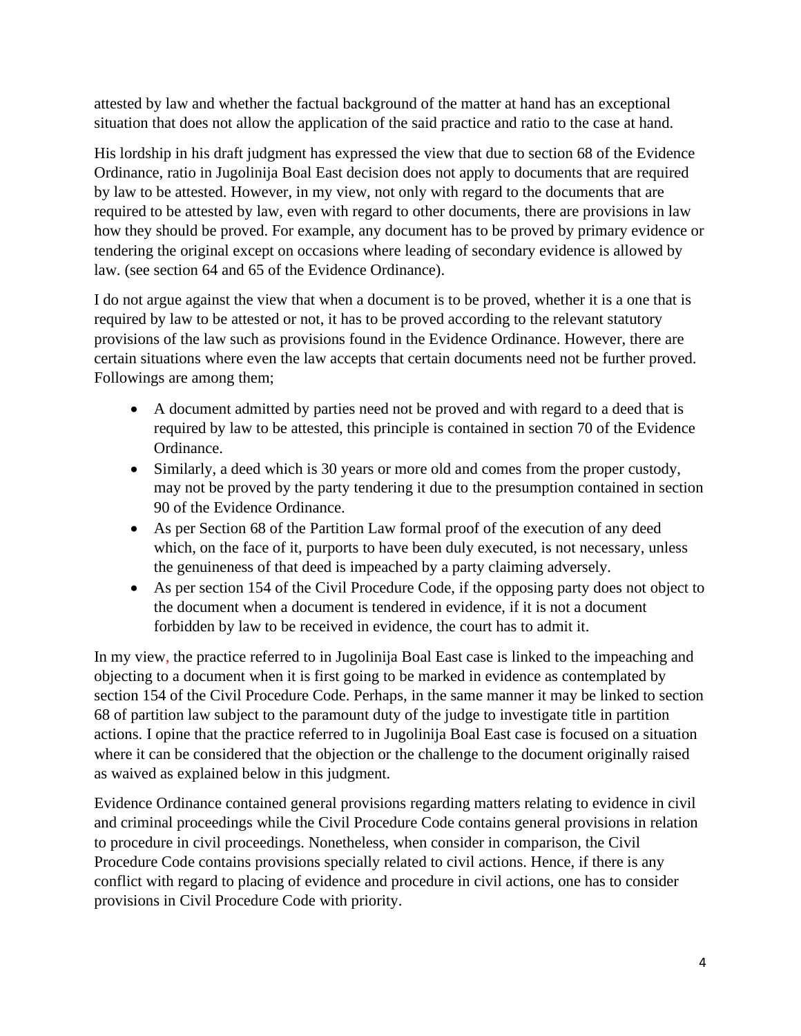attested by law and whether the factual background of the matter at hand has an exceptional situation that does not allow the application of the said practice and ratio to the case at hand.

His lordship in his draft judgment has expressed the view that due to section 68 of the Evidence Ordinance, ratio in Jugolinija Boal East decision does not apply to documents that are required by law to be attested. However, in my view, not only with regard to the documents that are required to be attested by law, even with regard to other documents, there are provisions in law how they should be proved. For example, any document has to be proved by primary evidence or tendering the original except on occasions where leading of secondary evidence is allowed by law. (see section 64 and 65 of the Evidence Ordinance).

I do not argue against the view that when a document is to be proved, whether it is a one that is required by law to be attested or not, it has to be proved according to the relevant statutory provisions of the law such as provisions found in the Evidence Ordinance. However, there are certain situations where even the law accepts that certain documents need not be further proved. Followings are among them;

- A document admitted by parties need not be proved and with regard to a deed that is required by law to be attested, this principle is contained in section 70 of the Evidence Ordinance.
- Similarly, a deed which is 30 years or more old and comes from the proper custody, may not be proved by the party tendering it due to the presumption contained in section 90 of the Evidence Ordinance.
- As per Section 68 of the Partition Law formal proof of the execution of any deed which, on the face of it, purports to have been duly executed, is not necessary, unless the genuineness of that deed is impeached by a party claiming adversely.
- As per section 154 of the Civil Procedure Code, if the opposing party does not object to the document when a document is tendered in evidence, if it is not a document forbidden by law to be received in evidence, the court has to admit it.

In my view, the practice referred to in Jugolinija Boal East case is linked to the impeaching and objecting to a document when it is first going to be marked in evidence as contemplated by section 154 of the Civil Procedure Code. Perhaps, in the same manner it may be linked to section 68 of partition law subject to the paramount duty of the judge to investigate title in partition actions. I opine that the practice referred to in Jugolinija Boal East case is focused on a situation where it can be considered that the objection or the challenge to the document originally raised as waived as explained below in this judgment.

Evidence Ordinance contained general provisions regarding matters relating to evidence in civil and criminal proceedings while the Civil Procedure Code contains general provisions in relation to procedure in civil proceedings. Nonetheless, when consider in comparison, the Civil Procedure Code contains provisions specially related to civil actions. Hence, if there is any conflict with regard to placing of evidence and procedure in civil actions, one has to consider provisions in Civil Procedure Code with priority.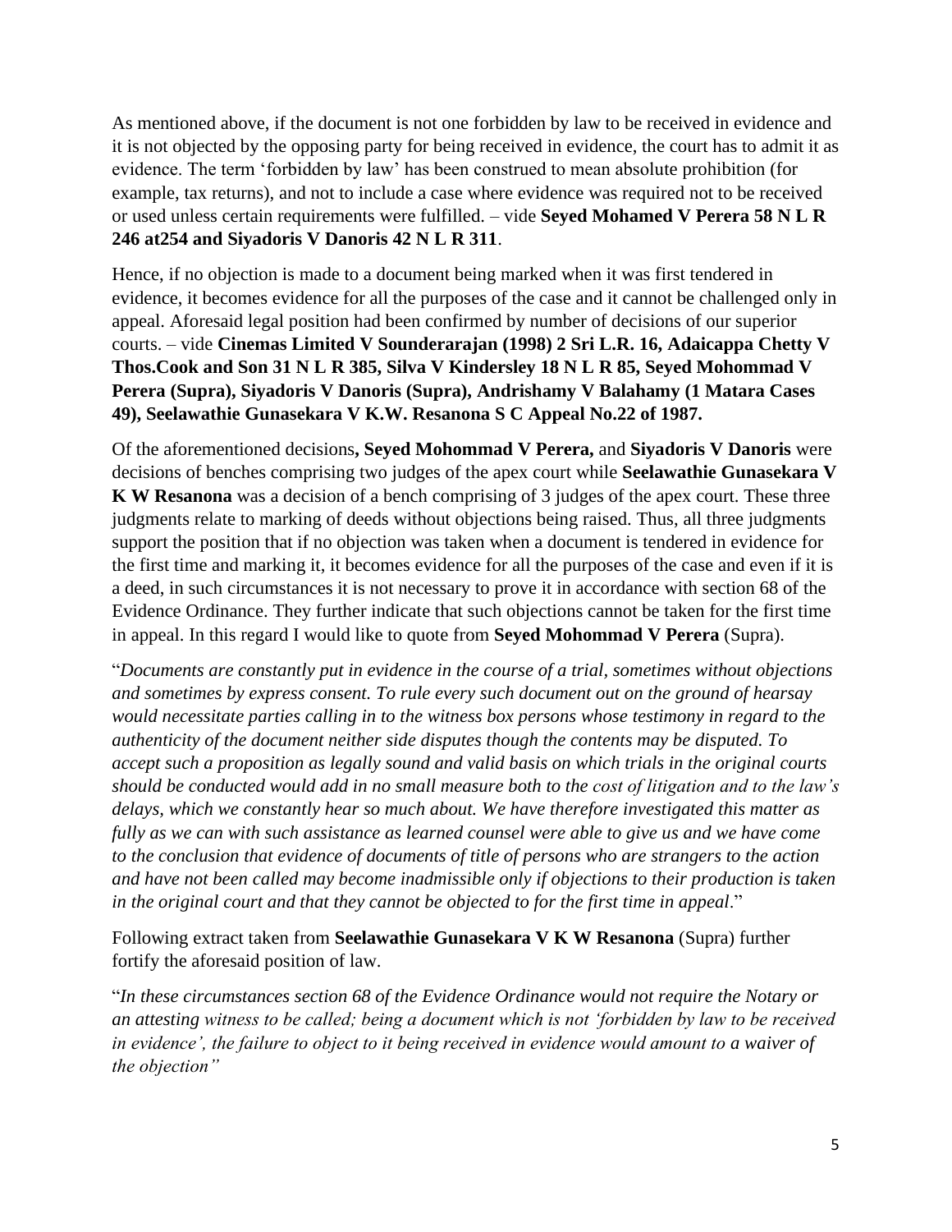As mentioned above, if the document is not one forbidden by law to be received in evidence and it is not objected by the opposing party for being received in evidence, the court has to admit it as evidence. The term 'forbidden by law' has been construed to mean absolute prohibition (for example, tax returns), and not to include a case where evidence was required not to be received or used unless certain requirements were fulfilled. – vide **Seyed Mohamed V Perera 58 N L R 246 at254 and Siyadoris V Danoris 42 N L R 311**.

Hence, if no objection is made to a document being marked when it was first tendered in evidence, it becomes evidence for all the purposes of the case and it cannot be challenged only in appeal. Aforesaid legal position had been confirmed by number of decisions of our superior courts. – vide **Cinemas Limited V Sounderarajan (1998) 2 Sri L.R. 16, Adaicappa Chetty V Thos.Cook and Son 31 N L R 385, Silva V Kindersley 18 N L R 85, Seyed Mohommad V Perera (Supra), Siyadoris V Danoris (Supra), Andrishamy V Balahamy (1 Matara Cases 49), Seelawathie Gunasekara V K.W. Resanona S C Appeal No.22 of 1987.**

Of the aforementioned decisions**, Seyed Mohommad V Perera,** and **Siyadoris V Danoris** were decisions of benches comprising two judges of the apex court while **Seelawathie Gunasekara V K W Resanona** was a decision of a bench comprising of 3 judges of the apex court. These three judgments relate to marking of deeds without objections being raised. Thus, all three judgments support the position that if no objection was taken when a document is tendered in evidence for the first time and marking it, it becomes evidence for all the purposes of the case and even if it is a deed, in such circumstances it is not necessary to prove it in accordance with section 68 of the Evidence Ordinance. They further indicate that such objections cannot be taken for the first time in appeal. In this regard I would like to quote from **Seyed Mohommad V Perera** (Supra).

"*Documents are constantly put in evidence in the course of a trial, sometimes without objections and sometimes by express consent. To rule every such document out on the ground of hearsay would necessitate parties calling in to the witness box persons whose testimony in regard to the authenticity of the document neither side disputes though the contents may be disputed. To accept such a proposition as legally sound and valid basis on which trials in the original courts should be conducted would add in no small measure both to the cost of litigation and to the law's delays, which we constantly hear so much about. We have therefore investigated this matter as fully as we can with such assistance as learned counsel were able to give us and we have come to the conclusion that evidence of documents of title of persons who are strangers to the action and have not been called may become inadmissible only if objections to their production is taken in the original court and that they cannot be objected to for the first time in appeal*."

Following extract taken from **Seelawathie Gunasekara V K W Resanona** (Supra) further fortify the aforesaid position of law.

"*In these circumstances section 68 of the Evidence Ordinance would not require the Notary or an attesting witness to be called; being a document which is not 'forbidden by law to be received in evidence', the failure to object to it being received in evidence would amount to a waiver of the objection"*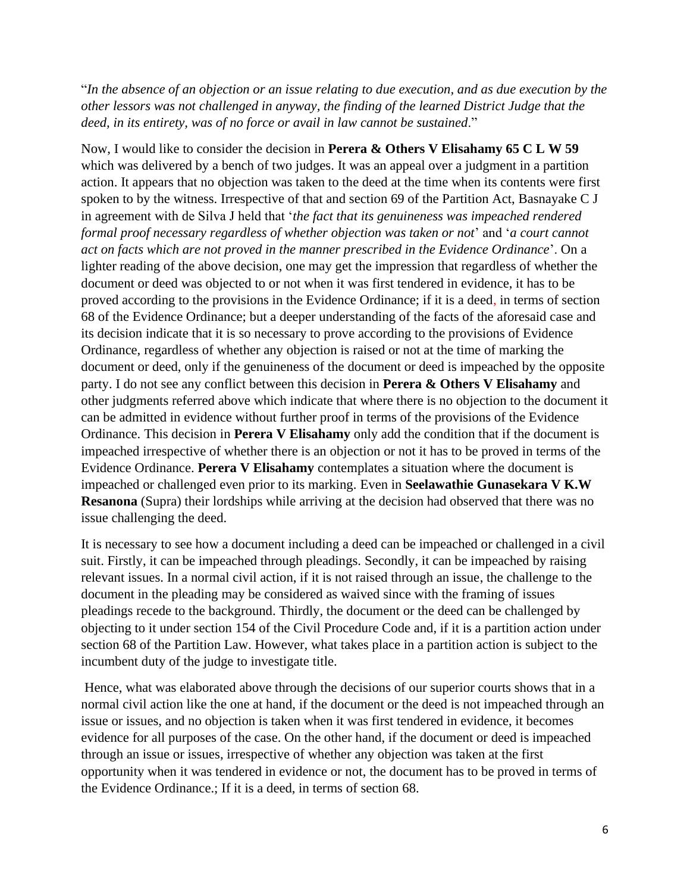"*In the absence of an objection or an issue relating to due execution, and as due execution by the other lessors was not challenged in anyway, the finding of the learned District Judge that the deed, in its entirety, was of no force or avail in law cannot be sustained*."

Now, I would like to consider the decision in **Perera & Others V Elisahamy 65 C L W 59** which was delivered by a bench of two judges. It was an appeal over a judgment in a partition action. It appears that no objection was taken to the deed at the time when its contents were first spoken to by the witness. Irrespective of that and section 69 of the Partition Act, Basnayake C J in agreement with de Silva J held that '*the fact that its genuineness was impeached rendered formal proof necessary regardless of whether objection was taken or not*' and '*a court cannot act on facts which are not proved in the manner prescribed in the Evidence Ordinance*'. On a lighter reading of the above decision, one may get the impression that regardless of whether the document or deed was objected to or not when it was first tendered in evidence, it has to be proved according to the provisions in the Evidence Ordinance; if it is a deed, in terms of section 68 of the Evidence Ordinance; but a deeper understanding of the facts of the aforesaid case and its decision indicate that it is so necessary to prove according to the provisions of Evidence Ordinance, regardless of whether any objection is raised or not at the time of marking the document or deed, only if the genuineness of the document or deed is impeached by the opposite party. I do not see any conflict between this decision in **Perera & Others V Elisahamy** and other judgments referred above which indicate that where there is no objection to the document it can be admitted in evidence without further proof in terms of the provisions of the Evidence Ordinance. This decision in **Perera V Elisahamy** only add the condition that if the document is impeached irrespective of whether there is an objection or not it has to be proved in terms of the Evidence Ordinance. **Perera V Elisahamy** contemplates a situation where the document is impeached or challenged even prior to its marking. Even in **Seelawathie Gunasekara V K.W Resanona** (Supra) their lordships while arriving at the decision had observed that there was no issue challenging the deed.

It is necessary to see how a document including a deed can be impeached or challenged in a civil suit. Firstly, it can be impeached through pleadings. Secondly, it can be impeached by raising relevant issues. In a normal civil action, if it is not raised through an issue, the challenge to the document in the pleading may be considered as waived since with the framing of issues pleadings recede to the background. Thirdly, the document or the deed can be challenged by objecting to it under section 154 of the Civil Procedure Code and, if it is a partition action under section 68 of the Partition Law. However, what takes place in a partition action is subject to the incumbent duty of the judge to investigate title.

Hence, what was elaborated above through the decisions of our superior courts shows that in a normal civil action like the one at hand, if the document or the deed is not impeached through an issue or issues, and no objection is taken when it was first tendered in evidence, it becomes evidence for all purposes of the case. On the other hand, if the document or deed is impeached through an issue or issues, irrespective of whether any objection was taken at the first opportunity when it was tendered in evidence or not, the document has to be proved in terms of the Evidence Ordinance.; If it is a deed, in terms of section 68.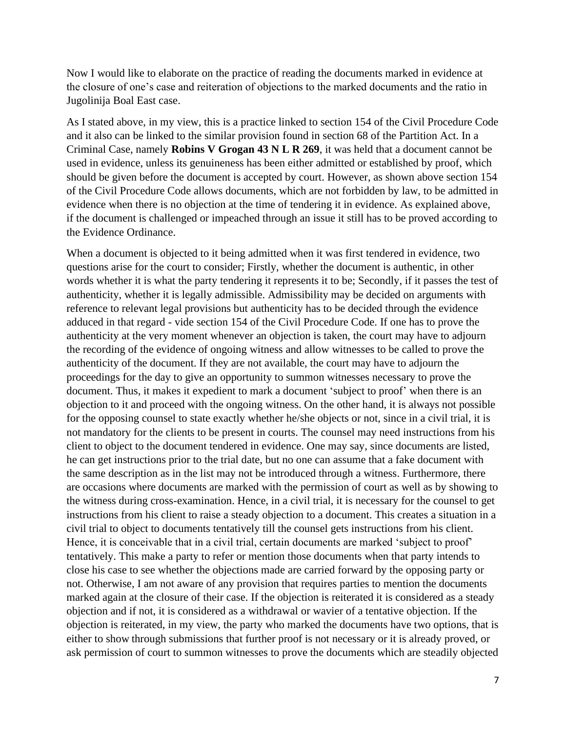Now I would like to elaborate on the practice of reading the documents marked in evidence at the closure of one's case and reiteration of objections to the marked documents and the ratio in Jugolinija Boal East case.

As I stated above, in my view, this is a practice linked to section 154 of the Civil Procedure Code and it also can be linked to the similar provision found in section 68 of the Partition Act. In a Criminal Case, namely **Robins V Grogan 43 N L R 269**, it was held that a document cannot be used in evidence, unless its genuineness has been either admitted or established by proof, which should be given before the document is accepted by court. However, as shown above section 154 of the Civil Procedure Code allows documents, which are not forbidden by law, to be admitted in evidence when there is no objection at the time of tendering it in evidence. As explained above, if the document is challenged or impeached through an issue it still has to be proved according to the Evidence Ordinance.

When a document is objected to it being admitted when it was first tendered in evidence, two questions arise for the court to consider; Firstly, whether the document is authentic, in other words whether it is what the party tendering it represents it to be; Secondly, if it passes the test of authenticity, whether it is legally admissible. Admissibility may be decided on arguments with reference to relevant legal provisions but authenticity has to be decided through the evidence adduced in that regard - vide section 154 of the Civil Procedure Code. If one has to prove the authenticity at the very moment whenever an objection is taken, the court may have to adjourn the recording of the evidence of ongoing witness and allow witnesses to be called to prove the authenticity of the document. If they are not available, the court may have to adjourn the proceedings for the day to give an opportunity to summon witnesses necessary to prove the document. Thus, it makes it expedient to mark a document 'subject to proof' when there is an objection to it and proceed with the ongoing witness. On the other hand, it is always not possible for the opposing counsel to state exactly whether he/she objects or not, since in a civil trial, it is not mandatory for the clients to be present in courts. The counsel may need instructions from his client to object to the document tendered in evidence. One may say, since documents are listed, he can get instructions prior to the trial date, but no one can assume that a fake document with the same description as in the list may not be introduced through a witness. Furthermore, there are occasions where documents are marked with the permission of court as well as by showing to the witness during cross-examination. Hence, in a civil trial, it is necessary for the counsel to get instructions from his client to raise a steady objection to a document. This creates a situation in a civil trial to object to documents tentatively till the counsel gets instructions from his client. Hence, it is conceivable that in a civil trial, certain documents are marked 'subject to proof' tentatively. This make a party to refer or mention those documents when that party intends to close his case to see whether the objections made are carried forward by the opposing party or not. Otherwise, I am not aware of any provision that requires parties to mention the documents marked again at the closure of their case. If the objection is reiterated it is considered as a steady objection and if not, it is considered as a withdrawal or wavier of a tentative objection. If the objection is reiterated, in my view, the party who marked the documents have two options, that is either to show through submissions that further proof is not necessary or it is already proved, or ask permission of court to summon witnesses to prove the documents which are steadily objected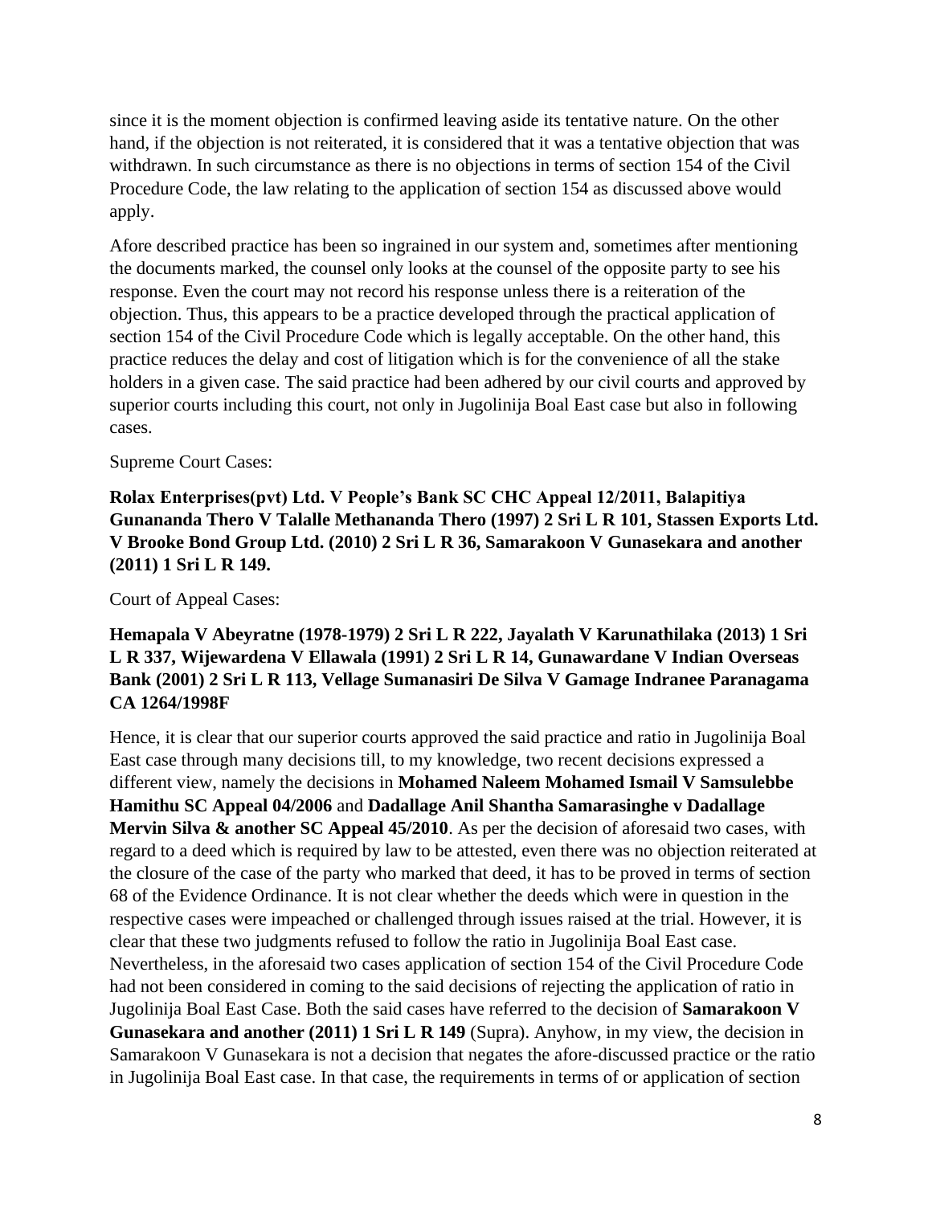since it is the moment objection is confirmed leaving aside its tentative nature. On the other hand, if the objection is not reiterated, it is considered that it was a tentative objection that was withdrawn. In such circumstance as there is no objections in terms of section 154 of the Civil Procedure Code, the law relating to the application of section 154 as discussed above would apply.

Afore described practice has been so ingrained in our system and, sometimes after mentioning the documents marked, the counsel only looks at the counsel of the opposite party to see his response. Even the court may not record his response unless there is a reiteration of the objection. Thus, this appears to be a practice developed through the practical application of section 154 of the Civil Procedure Code which is legally acceptable. On the other hand, this practice reduces the delay and cost of litigation which is for the convenience of all the stake holders in a given case. The said practice had been adhered by our civil courts and approved by superior courts including this court, not only in Jugolinija Boal East case but also in following cases.

Supreme Court Cases:

**Rolax Enterprises(pvt) Ltd. V People's Bank SC CHC Appeal 12/2011, Balapitiya Gunananda Thero V Talalle Methananda Thero (1997) 2 Sri L R 101, Stassen Exports Ltd. V Brooke Bond Group Ltd. (2010) 2 Sri L R 36, Samarakoon V Gunasekara and another (2011) 1 Sri L R 149.**

Court of Appeal Cases:

**Hemapala V Abeyratne (1978-1979) 2 Sri L R 222, Jayalath V Karunathilaka (2013) 1 Sri L R 337, Wijewardena V Ellawala (1991) 2 Sri L R 14, Gunawardane V Indian Overseas Bank (2001) 2 Sri L R 113, Vellage Sumanasiri De Silva V Gamage Indranee Paranagama CA 1264/1998F**

Hence, it is clear that our superior courts approved the said practice and ratio in Jugolinija Boal East case through many decisions till, to my knowledge, two recent decisions expressed a different view, namely the decisions in **Mohamed Naleem Mohamed Ismail V Samsulebbe Hamithu SC Appeal 04/2006** and **Dadallage Anil Shantha Samarasinghe v Dadallage Mervin Silva & another SC Appeal 45/2010**. As per the decision of aforesaid two cases, with regard to a deed which is required by law to be attested, even there was no objection reiterated at the closure of the case of the party who marked that deed, it has to be proved in terms of section 68 of the Evidence Ordinance. It is not clear whether the deeds which were in question in the respective cases were impeached or challenged through issues raised at the trial. However, it is clear that these two judgments refused to follow the ratio in Jugolinija Boal East case. Nevertheless, in the aforesaid two cases application of section 154 of the Civil Procedure Code had not been considered in coming to the said decisions of rejecting the application of ratio in Jugolinija Boal East Case. Both the said cases have referred to the decision of **Samarakoon V Gunasekara and another (2011) 1 Sri L R 149** (Supra). Anyhow, in my view, the decision in Samarakoon V Gunasekara is not a decision that negates the afore-discussed practice or the ratio in Jugolinija Boal East case. In that case, the requirements in terms of or application of section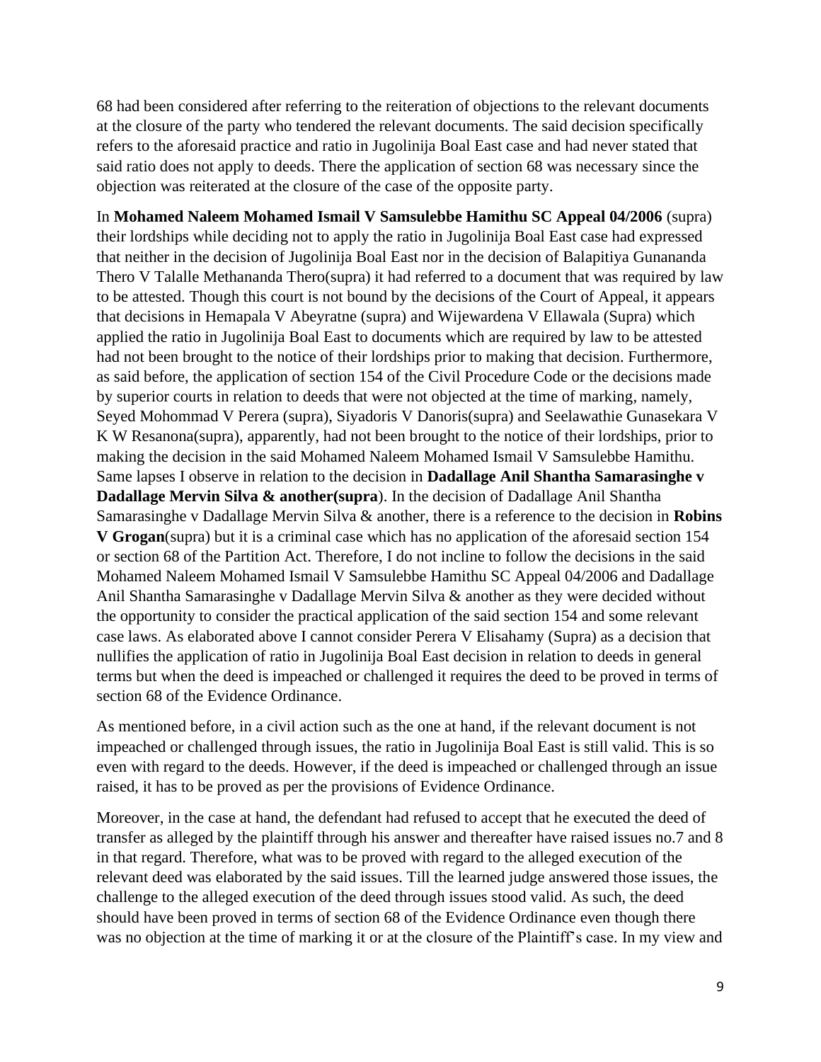68 had been considered after referring to the reiteration of objections to the relevant documents at the closure of the party who tendered the relevant documents. The said decision specifically refers to the aforesaid practice and ratio in Jugolinija Boal East case and had never stated that said ratio does not apply to deeds. There the application of section 68 was necessary since the objection was reiterated at the closure of the case of the opposite party.

In **Mohamed Naleem Mohamed Ismail V Samsulebbe Hamithu SC Appeal 04/2006** (supra) their lordships while deciding not to apply the ratio in Jugolinija Boal East case had expressed that neither in the decision of Jugolinija Boal East nor in the decision of Balapitiya Gunananda Thero V Talalle Methananda Thero(supra) it had referred to a document that was required by law to be attested. Though this court is not bound by the decisions of the Court of Appeal, it appears that decisions in Hemapala V Abeyratne (supra) and Wijewardena V Ellawala (Supra) which applied the ratio in Jugolinija Boal East to documents which are required by law to be attested had not been brought to the notice of their lordships prior to making that decision. Furthermore, as said before, the application of section 154 of the Civil Procedure Code or the decisions made by superior courts in relation to deeds that were not objected at the time of marking, namely, Seyed Mohommad V Perera (supra), Siyadoris V Danoris(supra) and Seelawathie Gunasekara V K W Resanona(supra), apparently, had not been brought to the notice of their lordships, prior to making the decision in the said Mohamed Naleem Mohamed Ismail V Samsulebbe Hamithu. Same lapses I observe in relation to the decision in **Dadallage Anil Shantha Samarasinghe v Dadallage Mervin Silva & another(supra**). In the decision of Dadallage Anil Shantha Samarasinghe v Dadallage Mervin Silva & another, there is a reference to the decision in **Robins V Grogan**(supra) but it is a criminal case which has no application of the aforesaid section 154 or section 68 of the Partition Act. Therefore, I do not incline to follow the decisions in the said Mohamed Naleem Mohamed Ismail V Samsulebbe Hamithu SC Appeal 04/2006 and Dadallage Anil Shantha Samarasinghe v Dadallage Mervin Silva & another as they were decided without the opportunity to consider the practical application of the said section 154 and some relevant case laws. As elaborated above I cannot consider Perera V Elisahamy (Supra) as a decision that nullifies the application of ratio in Jugolinija Boal East decision in relation to deeds in general terms but when the deed is impeached or challenged it requires the deed to be proved in terms of section 68 of the Evidence Ordinance.

As mentioned before, in a civil action such as the one at hand, if the relevant document is not impeached or challenged through issues, the ratio in Jugolinija Boal East is still valid. This is so even with regard to the deeds. However, if the deed is impeached or challenged through an issue raised, it has to be proved as per the provisions of Evidence Ordinance.

Moreover, in the case at hand, the defendant had refused to accept that he executed the deed of transfer as alleged by the plaintiff through his answer and thereafter have raised issues no.7 and 8 in that regard. Therefore, what was to be proved with regard to the alleged execution of the relevant deed was elaborated by the said issues. Till the learned judge answered those issues, the challenge to the alleged execution of the deed through issues stood valid. As such, the deed should have been proved in terms of section 68 of the Evidence Ordinance even though there was no objection at the time of marking it or at the closure of the Plaintiff's case. In my view and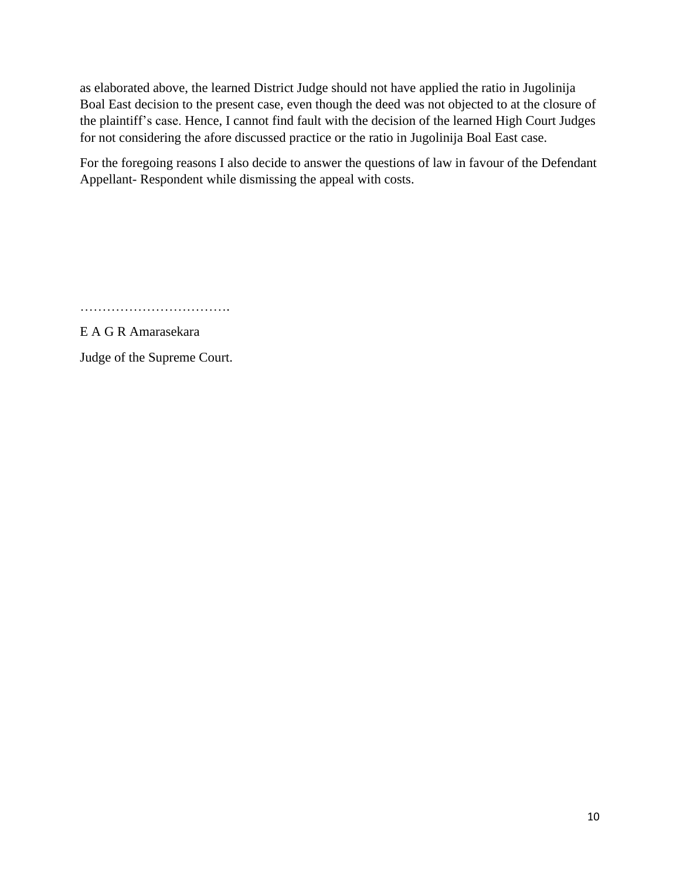as elaborated above, the learned District Judge should not have applied the ratio in Jugolinija Boal East decision to the present case, even though the deed was not objected to at the closure of the plaintiff's case. Hence, I cannot find fault with the decision of the learned High Court Judges for not considering the afore discussed practice or the ratio in Jugolinija Boal East case.

For the foregoing reasons I also decide to answer the questions of law in favour of the Defendant Appellant- Respondent while dismissing the appeal with costs.

…………………………….

E A G R Amarasekara

Judge of the Supreme Court.